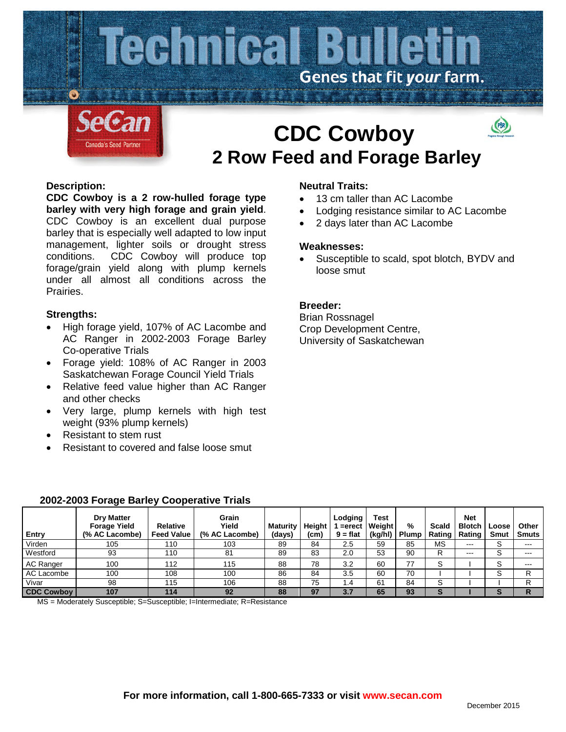# Technical Bulletin

Genes that fit *your* farm.

SeCan — Canada's Seed Partner

# CDC Cowboy

## 2 Row Feed and Forage Barley

### Description:

**CDC Cowboy is a 2 row-hulled forage type barley with very high forage and grain yield.** CDC Cowboy is an excellent dual purpose barley that is especially well adapted to low input management, lighter soils or drought stress conditions. CDC Cowboy will produce top forage/grain yield along with plump kernels under all almost all conditions across the Prairies.

### Strengths:

- High forage yield, 107% of AC Lacombe and AC Ranger in 2002-2003 Forage Barley Co-operative Trials
- Forage yield: 108% of AC Ranger in 2003 Saskatchewan Forage Council Yield Trials
- Relative feed value higher than AC Ranger and other checks
- Very large, plump kernels with high test weight (93% plump kernels)
- Resistant to stem rust
- Resistant to covered and false loose smut

### Neutral Traits:

- 13 cm taller than AC Lacombe
- Lodging resistance similar to AC Lacombe
- 2 days later than AC Lacombe

### Weaknesses:

- Susceptible to scald, spot blotch, BYDV and loose smut

### Breeder:

Brian Rossnagel
Crop Development Centre,
University of Saskatchewan

### 2002-2003 Forage Barley Cooperative Trials

| Entry | Dry Matter Forage Yield (% AC Lacombe) | Relative Feed Value | Grain Yield (% AC Lacombe) | Maturity (days) | Height (cm) | Lodging 1 =erect 9 = flat | Test Weight (kg/hl) | % Plump | Scald Rating | Net Blotch Rating | Loose Smut | Other Smuts |
|---|---|---|---|---|---|---|---|---|---|---|---|---|
| Virden | 105 | 110 | 103 | 89 | 84 | 2.5 | 59 | 85 | MS | --- | S | --- |
| Westford | 93 | 110 | 81 | 89 | 83 | 2.0 | 53 | 90 | R | --- | S | --- |
| AC Ranger | 100 | 112 | 115 | 88 | 78 | 3.2 | 60 | 77 | S | I | S | --- |
| AC Lacombe | 100 | 108 | 100 | 86 | 84 | 3.5 | 60 | 70 | I | I | S | R |
| Vivar | 98 | 115 | 106 | 88 | 75 | 1.4 | 61 | 84 | S | I | I | R |
| **CDC Cowboy** | **107** | **114** | **92** | **88** | **97** | **3.7** | **65** | **93** | **S** | **I** | **S** | **R** |

MS = Moderately Susceptible; S=Susceptible; I=Intermediate; R=Resistance

**For more information, call 1-800-665-7333 or visit www.secan.com**

December 2015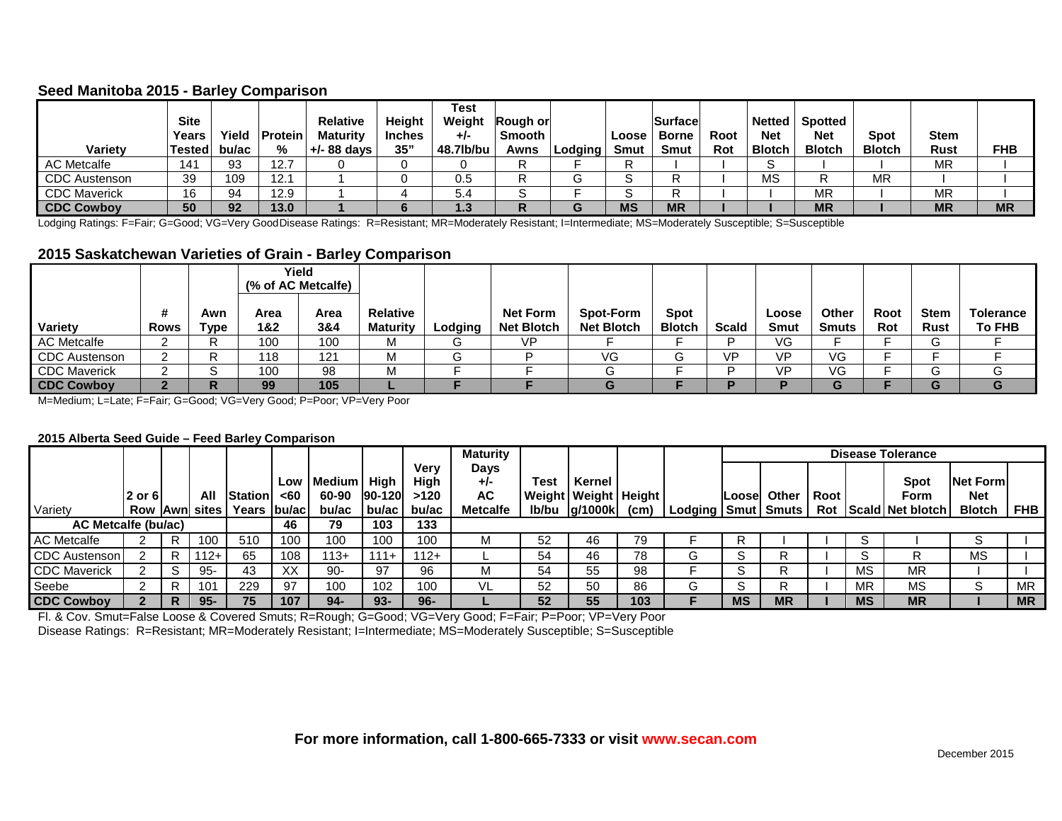## Seed Manitoba 2015 - Barley Comparison

| Variety | Site Years Tested | Yield bu/ac | Protein % | Relative Maturity +/- 88 days | Height Inches 35" | Test Weight +/- 48.7lb/bu | Rough or Smooth Awns | Lodging | Loose Smut | Surface Borne Smut | Root Rot | Netted Net Blotch | Spotted Net Blotch | Spot Blotch | Stem Rust | FHB |
|---|---|---|---|---|---|---|---|---|---|---|---|---|---|---|---|---|
| AC Metcalfe | 141 | 93 | 12.7 | 0 | 0 | 0 | R | F | R | I | I | S | I | I | MR | I |
| CDC Austenson | 39 | 109 | 12.1 | 1 | 0 | 0.5 | R | G | S | R | I | MS | R | MR | I | I |
| CDC Maverick | 16 | 94 | 12.9 | 1 | 4 | 5.4 | S | F | S | R | I | I | MR | I | MR | I |
| **CDC Cowboy** | **50** | **92** | **13.0** | **1** | **6** | **1.3** | **R** | **G** | **MS** | **MR** | **I** | **I** | **MR** | **I** | **MR** | **MR** |

Lodging Ratings: F=Fair; G=Good; VG=Very Good Disease Ratings: R=Resistant; MR=Moderately Resistant; I=Intermediate; MS=Moderately Susceptible; S=Susceptible

## 2015 Saskatchewan Varieties of Grain - Barley Comparison

| Variety | # Rows | Awn Type | Yield (% of AC Metcalfe) Area 1&2 | Area 3&4 | Relative Maturity | Lodging | Net Form Net Blotch | Spot-Form Net Blotch | Spot Blotch | Scald | Loose Smut | Other Smuts | Root Rot | Stem Rust | Tolerance To FHB |
|---|---|---|---|---|---|---|---|---|---|---|---|---|---|---|---|
| AC Metcalfe | 2 | R | 100 | 100 | M | G | VP | F | F | P | VG | F | F | G | F |
| CDC Austenson | 2 | R | 118 | 121 | M | G | P | VG | G | VP | VP | VG | F | F | F |
| CDC Maverick | 2 | S | 100 | 98 | M | F | F | G | F | P | VP | VG | F | G | G |
| **CDC Cowboy** | **2** | **R** | **99** | **105** | **L** | **F** | **F** | **G** | **F** | **P** | **P** | **G** | **F** | **G** | **G** |

M=Medium; L=Late; F=Fair; G=Good; VG=Very Good; P=Poor; VP=Very Poor

### 2015 Alberta Seed Guide – Feed Barley Comparison

| Variety | 2 or 6 Row | Awn | All sites | Station Years | Low <60 bu/ac | Medium 60-90 bu/ac | High 90-120 bu/ac | Very High >120 bu/ac | Maturity Days +/- AC Metcalfe | Test Weight lb/bu | Kernel Weight g/1000k | Height (cm) | Lodging | Disease Tolerance: Loose Smut | Other Smuts | Root Rot | Scald | Spot Form Net blotch | Net Form Net Blotch | FHB |
|---|---|---|---|---|---|---|---|---|---|---|---|---|---|---|---|---|---|---|---|---|
| **AC Metcalfe (bu/ac)** | | | | | **46** | **79** | **103** | **133** | | | | | | | | | | | | |
| AC Metcalfe | 2 | R | 100 | 510 | 100 | 100 | 100 | 100 | M | 52 | 46 | 79 | F | R | I | I | S | I | S | I |
| CDC Austenson | 2 | R | 112+ | 65 | 108 | 113+ | 111+ | 112+ | L | 54 | 46 | 78 | G | S | R | I | S | R | MS | I |
| CDC Maverick | 2 | S | 95- | 43 | XX | 90- | 97 | 96 | M | 54 | 55 | 98 | F | S | R | I | MS | MR | I | I |
| Seebe | 2 | R | 101 | 229 | 97 | 100 | 102 | 100 | VL | 52 | 50 | 86 | G | S | R | I | MR | MS | S | MR |
| **CDC Cowboy** | **2** | **R** | **95-** | **75** | **107** | **94-** | **93-** | **96-** | **L** | **52** | **55** | **103** | **F** | **MS** | **MR** | **I** | **MS** | **MR** | **I** | **MR** |

Fl. & Cov. Smut=False Loose & Covered Smuts; R=Rough; G=Good; VG=Very Good; F=Fair; P=Poor; VP=Very Poor

Disease Ratings: R=Resistant; MR=Moderately Resistant; I=Intermediate; MS=Moderately Susceptible; S=Susceptible

**For more information, call 1-800-665-7333 or visit www.secan.com**

December 2015